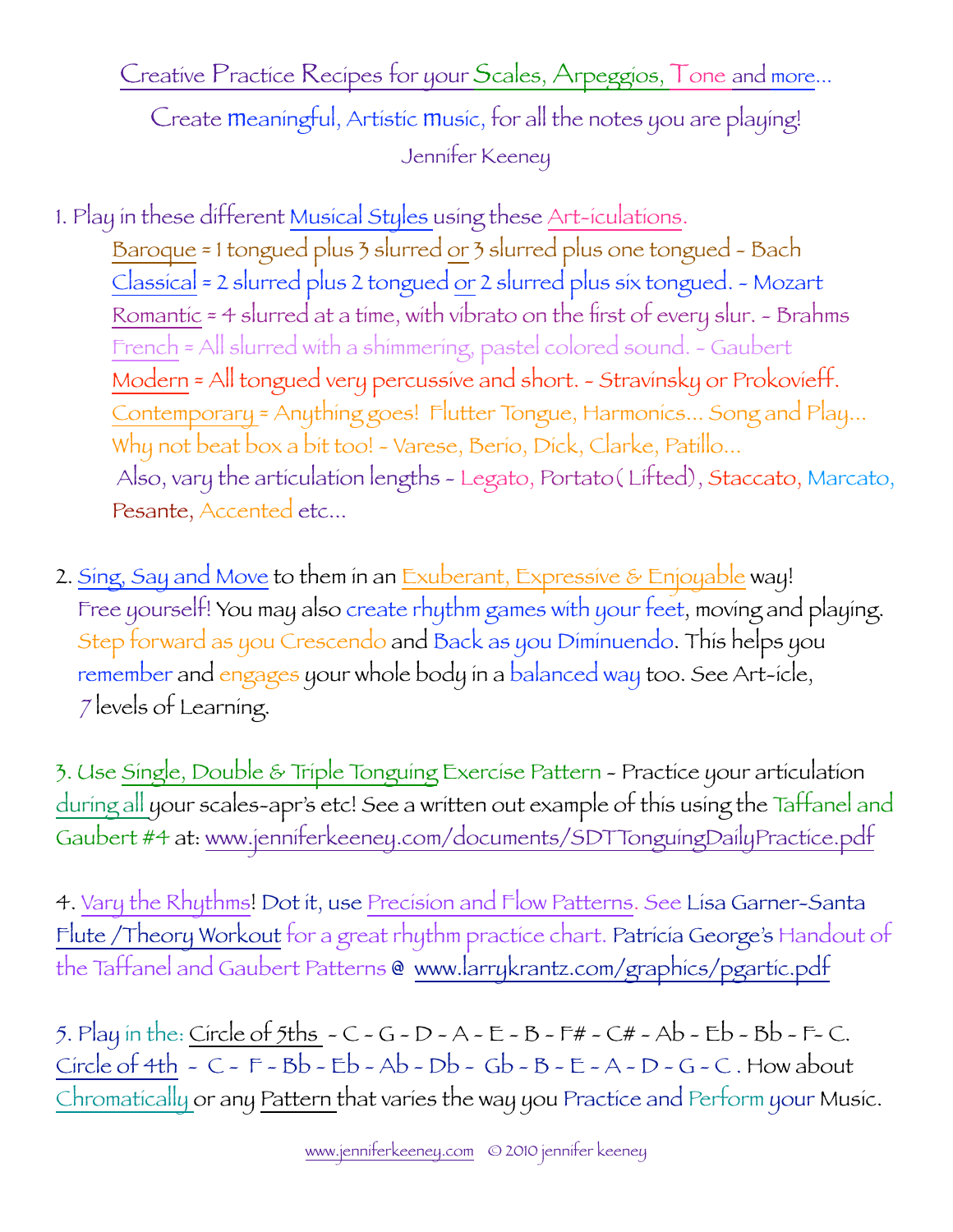# Creative Practice Recipes for your Scales, Arpeggios, Tone and more...

Create meaningful, Artistic music, for all the notes you are playing!

Jennifer Keeney

1. Play in these different Musical Styles using these Art-iculations.
   - Baroque = 1 tongued plus 3 slurred or 3 slurred plus one tongued - Bach
   - Classical = 2 slurred plus 2 tongued or 2 slurred plus six tongued. - Mozart
   - Romantic = 4 slurred at a time, with vibrato on the first of every slur. - Brahms
   - French = All slurred with a shimmering, pastel colored sound. - Gaubert
   - Modern = All tongued very percussive and short. - Stravinsky or Prokovieff.
   - Contemporary = Anything goes! Flutter Tongue, Harmonics... Song and Play... Why not beat box a bit too! - Varese, Berio, Dick, Clarke, Patillo...

   Also, vary the articulation lengths - Legato, Portato( Lifted), Staccato, Marcato, Pesante, Accented etc...

2. Sing, Say and Move to them in an Exuberant, Expressive & Enjoyable way! Free yourself! You may also create rhythm games with your feet, moving and playing. Step forward as you Crescendo and Back as you Diminuendo. This helps you remember and engages your whole body in a balanced way too. See Art-icle, 7 levels of Learning.

3. Use Single, Double & Triple Tonguing Exercise Pattern - Practice your articulation during all your scales-apr's etc! See a written out example of this using the Taffanel and Gaubert #4 at: www.jenniferkeeney.com/documents/SDTTonguingDailyPractice.pdf

4. Vary the Rhythms! Dot it, use Precision and Flow Patterns. See Lisa Garner-Santa Flute /Theory Workout for a great rhythm practice chart. Patricia George's Handout of the Taffanel and Gaubert Patterns @ www.larrykrantz.com/graphics/pgartic.pdf

5. Play in the: Circle of 5ths - C - G - D - A - E - B - F# - C# - Ab - Eb - Bb - F- C. Circle of 4th - C - F - Bb - Eb - Ab - Db - Gb - B - E - A - D - G - C . How about Chromatically or any Pattern that varies the way you Practice and Perform your Music.

www.jenniferkeeney.com © 2010 jennifer keeney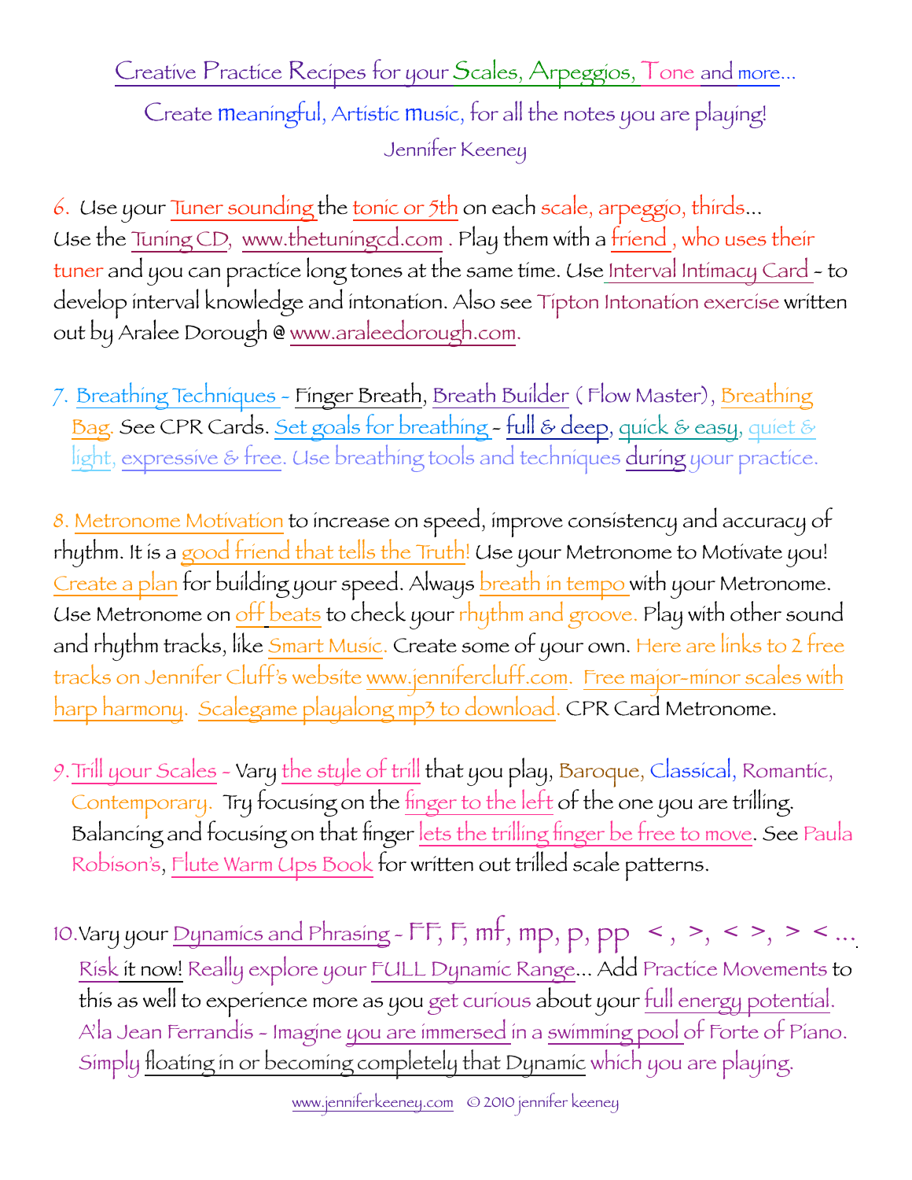Creative Practice Recipes for your Scales, Arpeggios, Tone and more...

Create meaningful, Artistic music, for all the notes you are playing!

Jennifer Keeney

6. Use your Tuner sounding the tonic or 5th on each scale, arpeggio, thirds... Use the Tuning CD, www.thetuningcd.com . Play them with a friend , who uses their tuner and you can practice long tones at the same time. Use Interval Intimacy Card - to develop interval knowledge and intonation. Also see Tipton Intonation exercise written out by Aralee Dorough @ www.araleedorough.com.

7. Breathing Techniques - Finger Breath, Breath Builder ( Flow Master), Breathing Bag. See CPR Cards. Set goals for breathing - full & deep, quick & easy, quiet & light, expressive & free. Use breathing tools and techniques during your practice.

8. Metronome Motivation to increase on speed, improve consistency and accuracy of rhythm. It is a good friend that tells the Truth! Use your Metronome to Motivate you! Create a plan for building your speed. Always breath in tempo with your Metronome. Use Metronome on off beats to check your rhythm and groove. Play with other sound and rhythm tracks, like Smart Music. Create some of your own. Here are links to 2 free tracks on Jennifer Cluff's website www.jennifercluff.com. Free major-minor scales with harp harmony. Scalegame playalong mp3 to download. CPR Card Metronome.

9. Trill your Scales - Vary the style of trill that you play, Baroque, Classical, Romantic, Contemporary. Try focusing on the finger to the left of the one you are trilling. Balancing and focusing on that finger lets the trilling finger be free to move. See Paula Robison's, Flute Warm Ups Book for written out trilled scale patterns.

10. Vary your Dynamics and Phrasing - FF, F, mf, mp, p, pp < , >, < >, > < ... Risk it now! Really explore your FULL Dynamic Range... Add Practice Movements to this as well to experience more as you get curious about your full energy potential. A'la Jean Ferrandis - Imagine you are immersed in a swimming pool of Forte of Piano. Simply floating in or becoming completely that Dynamic which you are playing.

www.jenniferkeeney.com © 2010 jennifer keeney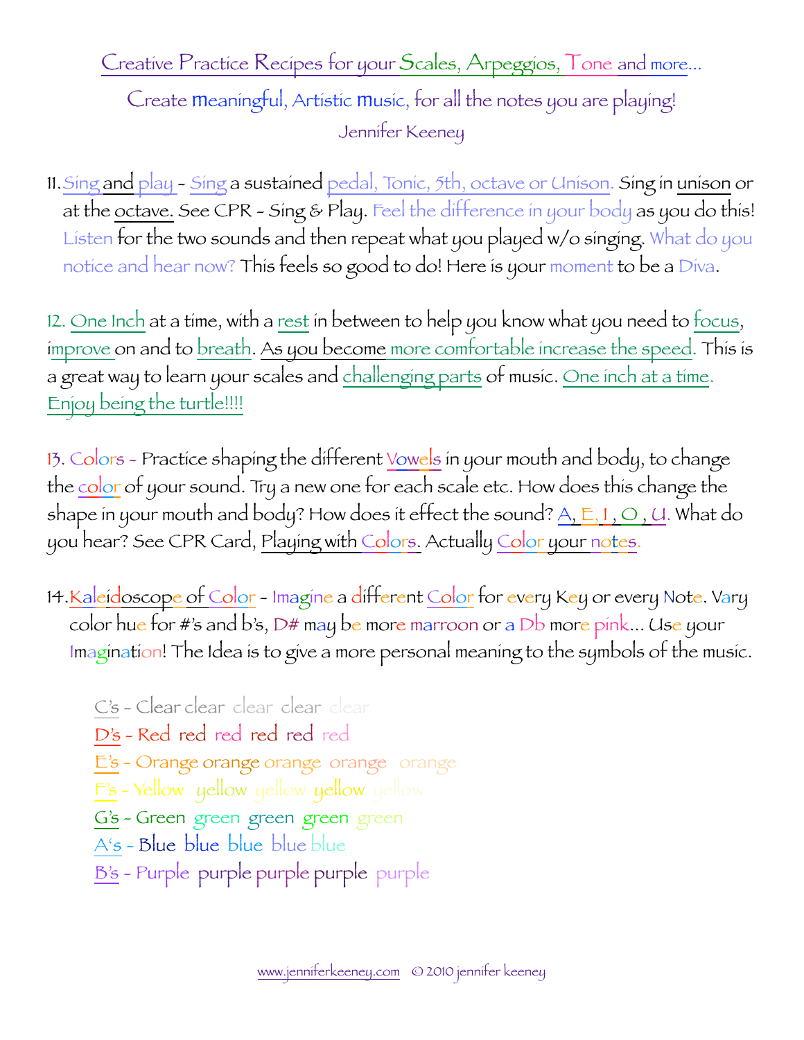# Creative Practice Recipes for your Scales, Arpeggios, Tone and more...

## Create meaningful, Artistic music, for all the notes you are playing!

Jennifer Keeney

11. Sing and play - Sing a sustained pedal, Tonic, 5th, octave or Unison. Sing in unison or at the octave. See CPR - Sing & Play. Feel the difference in your body as you do this! Listen for the two sounds and then repeat what you played w/o singing. What do you notice and hear now? This feels so good to do! Here is your moment to be a Diva.

12. One Inch at a time, with a rest in between to help you know what you need to focus, improve on and to breath. As you become more comfortable increase the speed. This is a great way to learn your scales and challenging parts of music. One inch at a time. Enjoy being the turtle!!!!

13. Colors - Practice shaping the different Vowels in your mouth and body, to change the color of your sound. Try a new one for each scale etc. How does this change the shape in your mouth and body? How does it effect the sound? A, E, I, O, U. What do you hear? See CPR Card, Playing with Colors. Actually Color your notes.

14. Kaleidoscope of Color - Imagine a different Color for every Key or every Note. Vary color hue for #'s and b's, D# may be more marroon or a Db more pink... Use your Imagination! The Idea is to give a more personal meaning to the symbols of the music.

C's - Clear clear clear clear clear
D's - Red red red red red red
E's - Orange orange orange orange orange
F's - Yellow yellow yellow yellow yellow
G's - Green green green green green
A's - Blue blue blue blue blue
B's - Purple purple purple purple purple

www.jenniferkeeney.com © 2010 jennifer keeney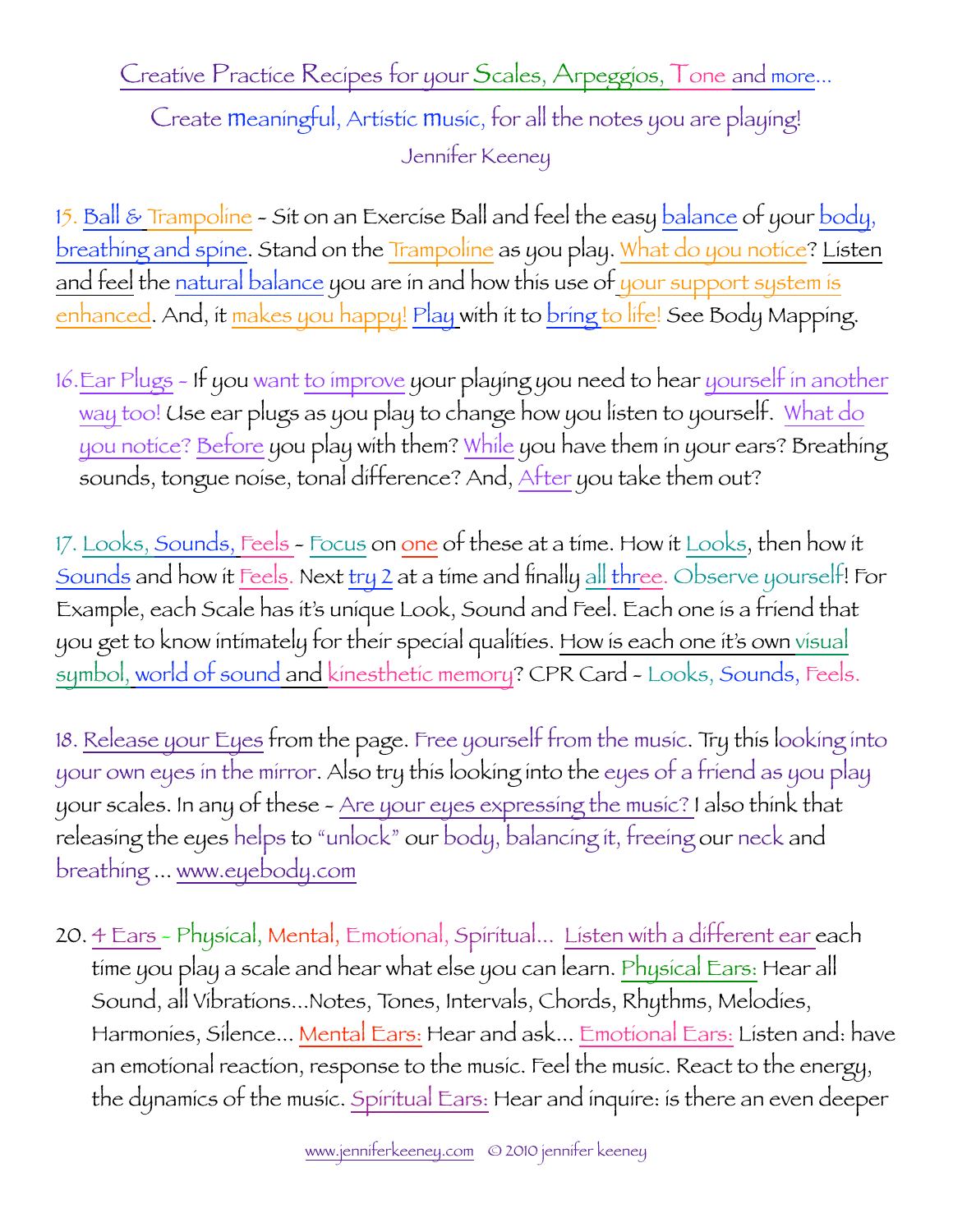Creative Practice Recipes for your Scales, Arpeggios, Tone and more...

Create meaningful, Artistic music, for all the notes you are playing!

Jennifer Keeney

15. Ball & Trampoline - Sit on an Exercise Ball and feel the easy balance of your body, breathing and spine. Stand on the Trampoline as you play. What do you notice? Listen and feel the natural balance you are in and how this use of your support system is enhanced. And, it makes you happy! Play with it to bring to life! See Body Mapping.

16. Ear Plugs - If you want to improve your playing you need to hear yourself in another way too! Use ear plugs as you play to change how you listen to yourself. What do you notice? Before you play with them? While you have them in your ears? Breathing sounds, tongue noise, tonal difference? And, After you take them out?

17. Looks, Sounds, Feels - Focus on one of these at a time. How it Looks, then how it Sounds and how it Feels. Next try 2 at a time and finally all three. Observe yourself! For Example, each Scale has it's unique Look, Sound and Feel. Each one is a friend that you get to know intimately for their special qualities. How is each one it's own visual symbol, world of sound and kinesthetic memory? CPR Card - Looks, Sounds, Feels.

18. Release your Eyes from the page. Free yourself from the music. Try this looking into your own eyes in the mirror. Also try this looking into the eyes of a friend as you play your scales. In any of these - Are your eyes expressing the music? I also think that releasing the eyes helps to "unlock" our body, balancing it, freeing our neck and breathing ... www.eyebody.com

20. 4 Ears - Physical, Mental, Emotional, Spiritual... Listen with a different ear each time you play a scale and hear what else you can learn. Physical Ears: Hear all Sound, all Vibrations...Notes, Tones, Intervals, Chords, Rhythms, Melodies, Harmonies, Silence... Mental Ears: Hear and ask... Emotional Ears: Listen and: have an emotional reaction, response to the music. Feel the music. React to the energy, the dynamics of the music. Spiritual Ears: Hear and inquire: is there an even deeper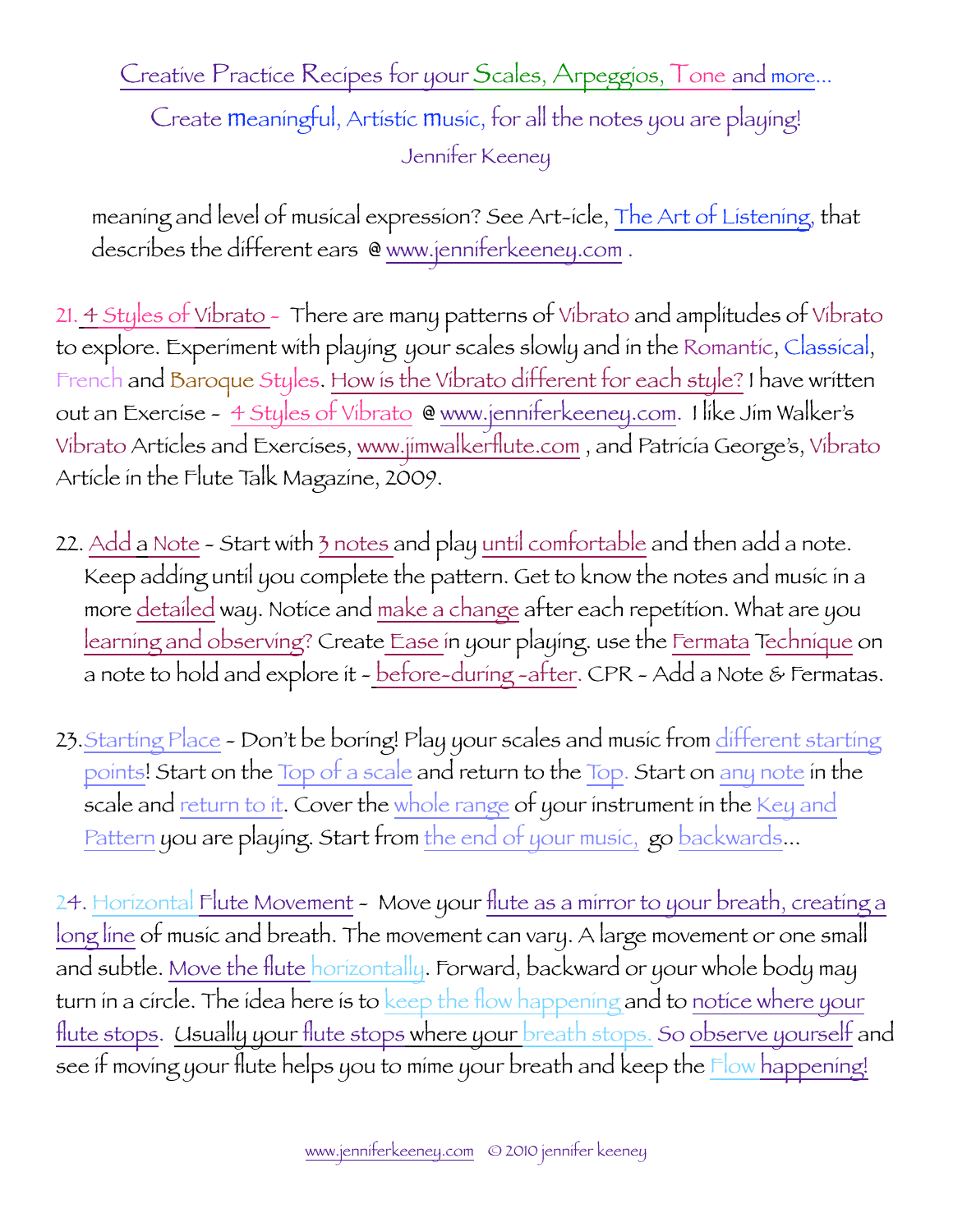meaning and level of musical expression? See Art-icle, The Art of Listening, that describes the different ears @ www.jenniferkeeney.com .

21. 4 Styles of Vibrato - There are many patterns of Vibrato and amplitudes of Vibrato to explore. Experiment with playing your scales slowly and in the Romantic, Classical, French and Baroque Styles. How is the Vibrato different for each style? I have written out an Exercise - 4 Styles of Vibrato @ www.jenniferkeeney.com. I like Jim Walker's Vibrato Articles and Exercises, www.jimwalkerflute.com , and Patricia George's, Vibrato Article in the Flute Talk Magazine, 2009.

22. Add a Note - Start with 3 notes and play until comfortable and then add a note. Keep adding until you complete the pattern. Get to know the notes and music in a more detailed way. Notice and make a change after each repetition. What are you learning and observing? Create Ease in your playing. use the Fermata Technique on a note to hold and explore it - before-during -after. CPR - Add a Note & Fermatas.

23. Starting Place - Don't be boring! Play your scales and music from different starting points! Start on the Top of a scale and return to the Top. Start on any note in the scale and return to it. Cover the whole range of your instrument in the Key and Pattern you are playing. Start from the end of your music, go backwards...

24. Horizontal Flute Movement - Move your flute as a mirror to your breath, creating a long line of music and breath. The movement can vary. A large movement or one small and subtle. Move the flute horizontally. Forward, backward or your whole body may turn in a circle. The idea here is to keep the flow happening and to notice where your flute stops. Usually your flute stops where your breath stops. So observe yourself and see if moving your flute helps you to mime your breath and keep the Flow happening!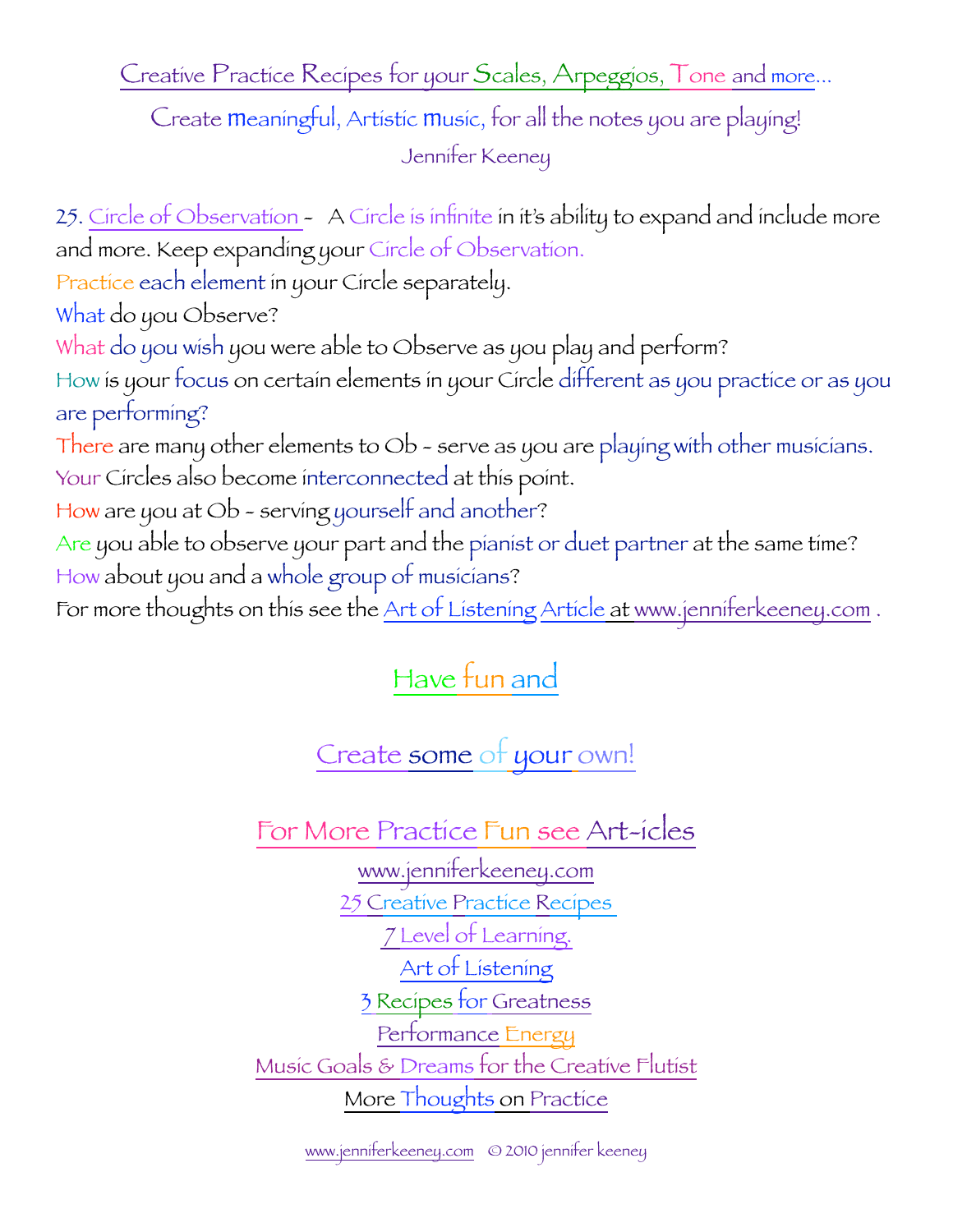Creative Practice Recipes for your Scales, Arpeggios, Tone and more...

Create meaningful, Artistic music, for all the notes you are playing!

Jennifer Keeney

25. Circle of Observation - A Circle is infinite in it's ability to expand and include more and more. Keep expanding your Circle of Observation.

Practice each element in your Circle separately.

What do you Observe?

What do you wish you were able to Observe as you play and perform?

How is your focus on certain elements in your Circle different as you practice or as you are performing?

There are many other elements to Ob - serve as you are playing with other musicians.

Your Circles also become interconnected at this point.

How are you at Ob - serving yourself and another?

Are you able to observe your part and the pianist or duet partner at the same time?

How about you and a whole group of musicians?

For more thoughts on this see the Art of Listening Article at www.jenniferkeeney.com .

## Have fun and

## Create some of your own!

## For More Practice Fun see Art-icles

www.jenniferkeeney.com

25 Creative Practice Recipes

7 Level of Learning.

Art of Listening

3 Recipes for Greatness

Performance Energy

Music Goals & Dreams for the Creative Flutist

More Thoughts on Practice

www.jenniferkeeney.com © 2010 jennifer keeney